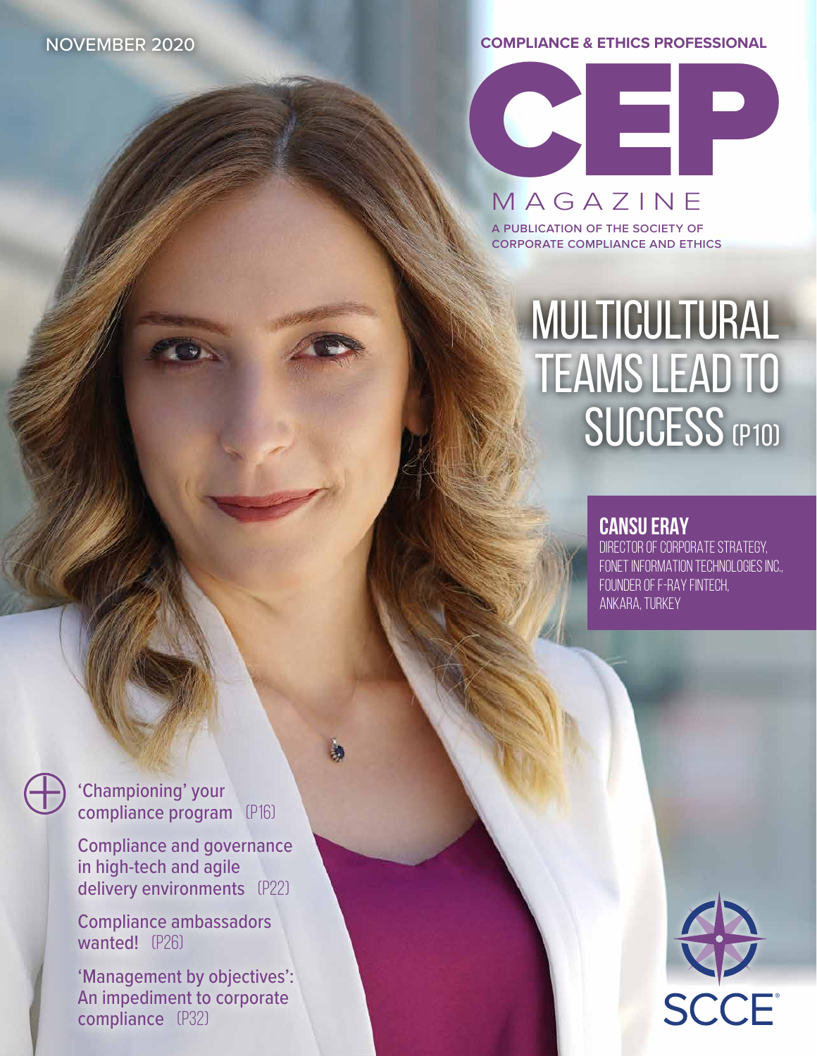NOVEMBER 2020

COMPLIANCE & ETHICS PROFESSIONAL

# CEP MAGAZINE

A PUBLICATION OF THE SOCIETY OF CORPORATE COMPLIANCE AND ETHICS

## MULTICULTURAL TEAMS LEAD TO SUCCESS (P10)

**CANSU ERAY**
DIRECTOR OF CORPORATE STRATEGY, FONET INFORMATION TECHNOLOGIES INC., FOUNDER OF F-RAY FINTECH, ANKARA, TURKEY

'Championing' your compliance program (P16)

Compliance and governance in high-tech and agile delivery environments (P22)

Compliance ambassadors wanted! (P26)

'Management by objectives': An impediment to corporate compliance (P32)

SCCE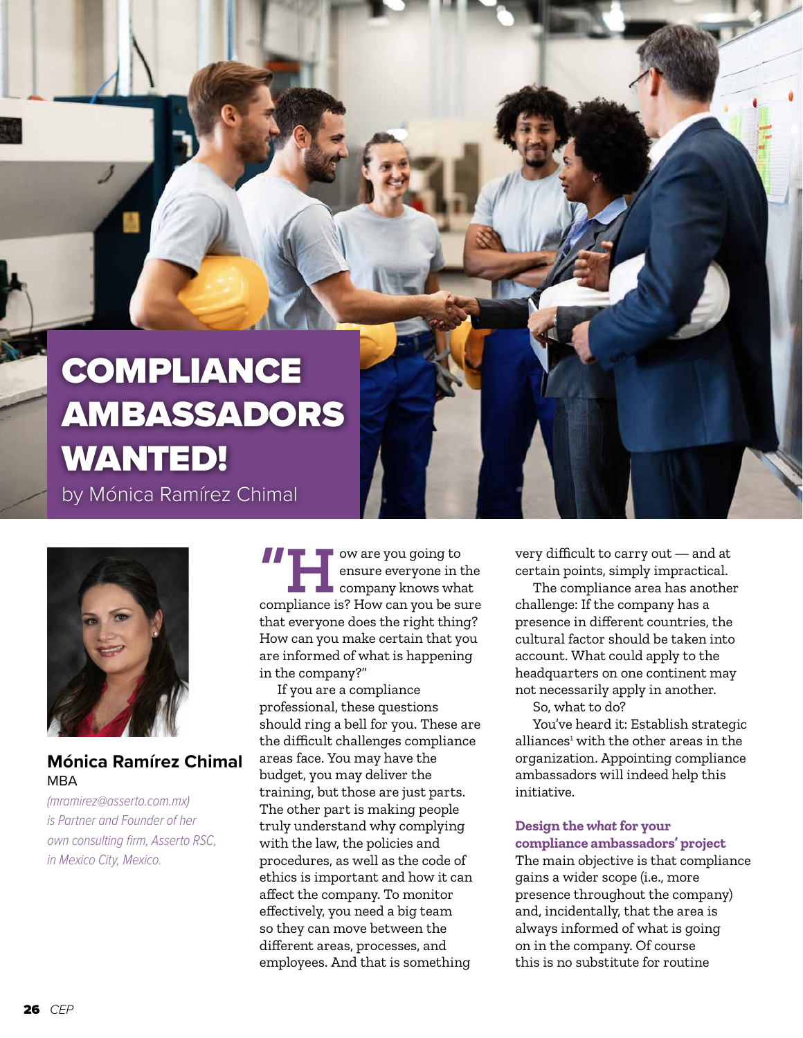# COMPLIANCE AMBASSADORS WANTED!

by Mónica Ramírez Chimal

**Mónica Ramírez Chimal**
MBA

*(mramirez@asserto.com.mx) is Partner and Founder of her own consulting firm, Asserto RSC, in Mexico City, Mexico.*

"How are you going to ensure everyone in the company knows what compliance is? How can you be sure that everyone does the right thing? How can you make certain that you are informed of what is happening in the company?"

If you are a compliance professional, these questions should ring a bell for you. These are the difficult challenges compliance areas face. You may have the budget, you may deliver the training, but those are just parts. The other part is making people truly understand why complying with the law, the policies and procedures, as well as the code of ethics is important and how it can affect the company. To monitor effectively, you need a big team so they can move between the different areas, processes, and employees. And that is something very difficult to carry out — and at certain points, simply impractical.

The compliance area has another challenge: If the company has a presence in different countries, the cultural factor should be taken into account. What could apply to the headquarters on one continent may not necessarily apply in another.

So, what to do?

You've heard it: Establish strategic alliances[1] with the other areas in the organization. Appointing compliance ambassadors will indeed help this initiative.

### Design the *what* for your compliance ambassadors' project

The main objective is that compliance gains a wider scope (i.e., more presence throughout the company) and, incidentally, that the area is always informed of what is going on in the company. Of course this is no substitute for routine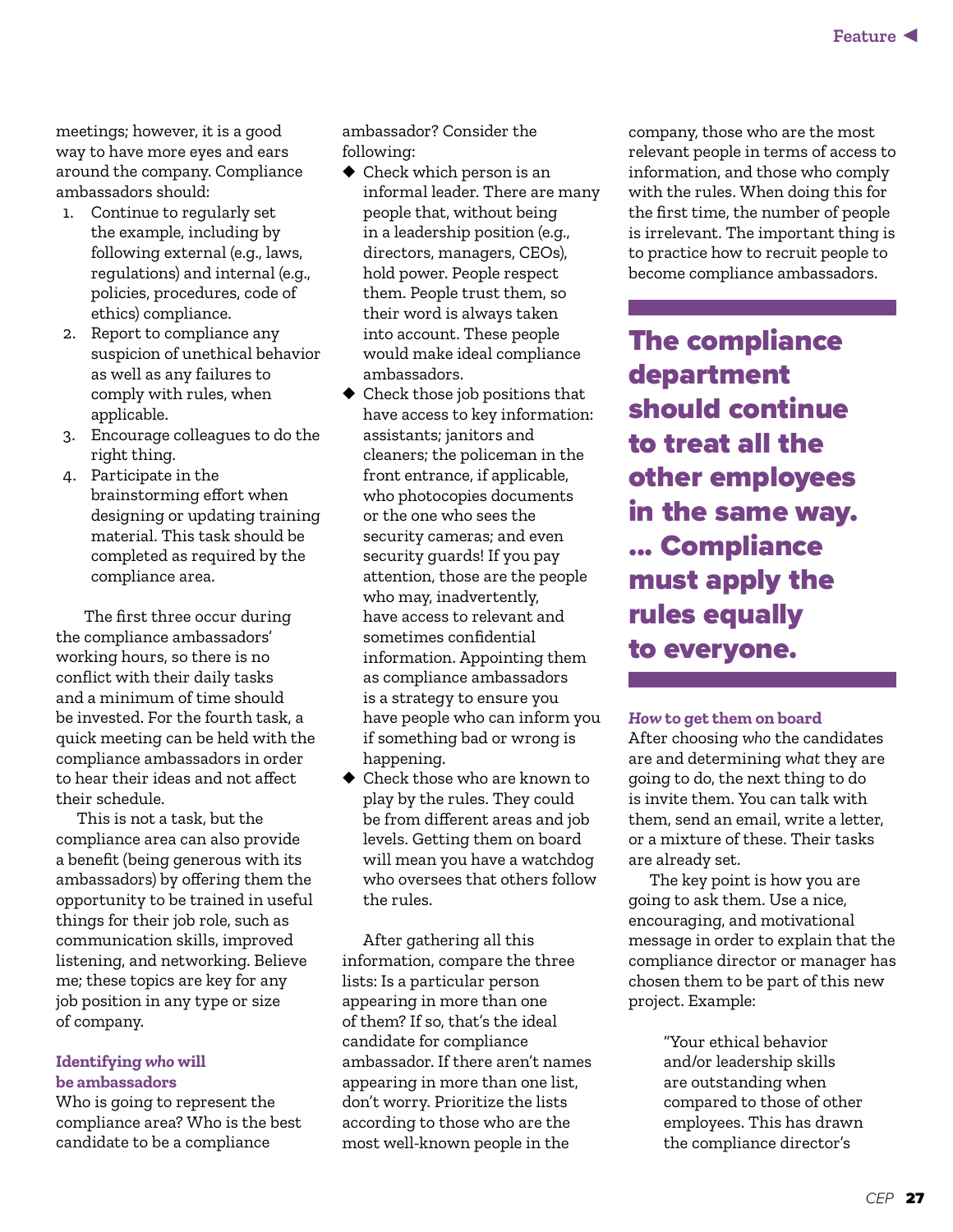meetings; however, it is a good way to have more eyes and ears around the company. Compliance ambassadors should:

1. Continue to regularly set the example, including by following external (e.g., laws, regulations) and internal (e.g., policies, procedures, code of ethics) compliance.
2. Report to compliance any suspicion of unethical behavior as well as any failures to comply with rules, when applicable.
3. Encourage colleagues to do the right thing.
4. Participate in the brainstorming effort when designing or updating training material. This task should be completed as required by the compliance area.

The first three occur during the compliance ambassadors' working hours, so there is no conflict with their daily tasks and a minimum of time should be invested. For the fourth task, a quick meeting can be held with the compliance ambassadors in order to hear their ideas and not affect their schedule.

This is not a task, but the compliance area can also provide a benefit (being generous with its ambassadors) by offering them the opportunity to be trained in useful things for their job role, such as communication skills, improved listening, and networking. Believe me; these topics are key for any job position in any type or size of company.

### Identifying *who* will be ambassadors

Who is going to represent the compliance area? Who is the best candidate to be a compliance ambassador? Consider the following:

- Check which person is an informal leader. There are many people that, without being in a leadership position (e.g., directors, managers, CEOs), hold power. People respect them. People trust them, so their word is always taken into account. These people would make ideal compliance ambassadors.
- Check those job positions that have access to key information: assistants; janitors and cleaners; the policeman in the front entrance, if applicable, who photocopies documents or the one who sees the security cameras; and even security guards! If you pay attention, those are the people who may, inadvertently, have access to relevant and sometimes confidential information. Appointing them as compliance ambassadors is a strategy to ensure you have people who can inform you if something bad or wrong is happening.
- Check those who are known to play by the rules. They could be from different areas and job levels. Getting them on board will mean you have a watchdog who oversees that others follow the rules.

After gathering all this information, compare the three lists: Is a particular person appearing in more than one of them? If so, that's the ideal candidate for compliance ambassador. If there aren't names appearing in more than one list, don't worry. Prioritize the lists according to those who are the most well-known people in the company, those who are the most relevant people in terms of access to information, and those who comply with the rules. When doing this for the first time, the number of people is irrelevant. The important thing is to practice how to recruit people to become compliance ambassadors.

> **The compliance department should continue to treat all the other employees in the same way. … Compliance must apply the rules equally to everyone.**

### *How* to get them on board

After choosing *who* the candidates are and determining *what* they are going to do, the next thing to do is invite them. You can talk with them, send an email, write a letter, or a mixture of these. Their tasks are already set.

The key point is how you are going to ask them. Use a nice, encouraging, and motivational message in order to explain that the compliance director or manager has chosen them to be part of this new project. Example:

> "Your ethical behavior and/or leadership skills are outstanding when compared to those of other employees. This has drawn the compliance director's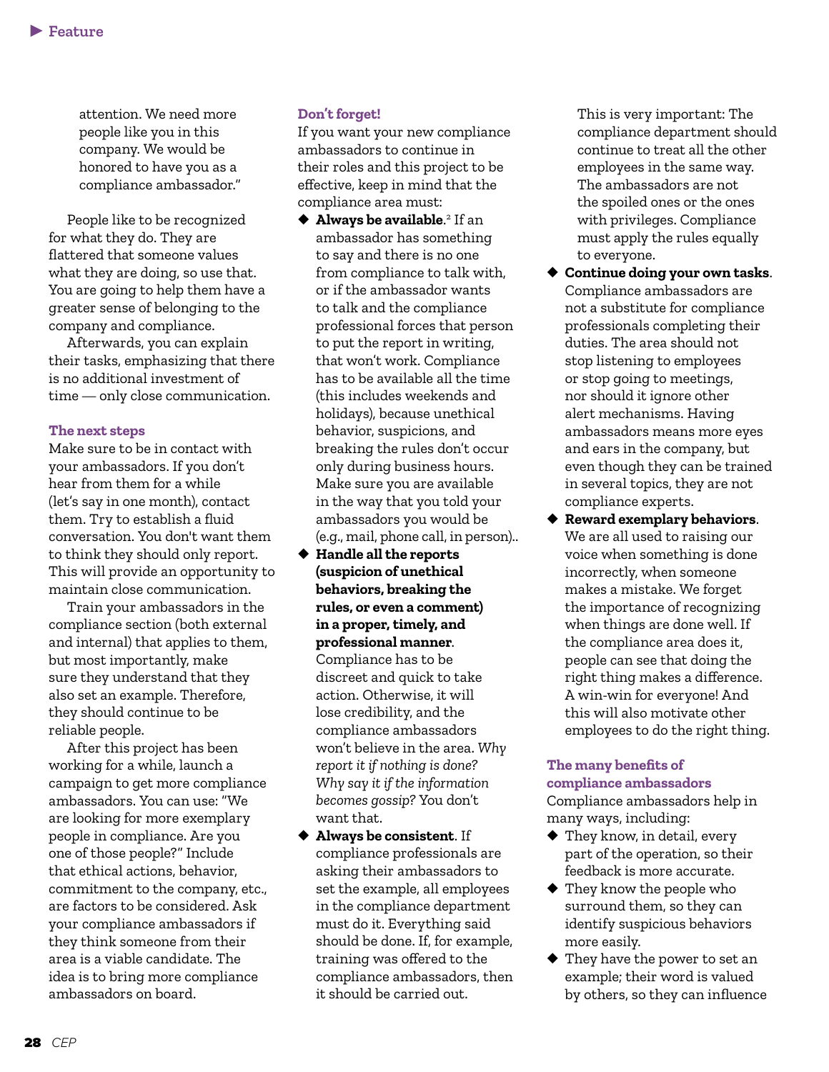attention. We need more people like you in this company. We would be honored to have you as a compliance ambassador."

People like to be recognized for what they do. They are flattered that someone values what they are doing, so use that. You are going to help them have a greater sense of belonging to the company and compliance.

Afterwards, you can explain their tasks, emphasizing that there is no additional investment of time — only close communication.

### The next steps

Make sure to be in contact with your ambassadors. If you don't hear from them for a while (let's say in one month), contact them. Try to establish a fluid conversation. You don't want them to think they should only report. This will provide an opportunity to maintain close communication.

Train your ambassadors in the compliance section (both external and internal) that applies to them, but most importantly, make sure they understand that they also set an example. Therefore, they should continue to be reliable people.

After this project has been working for a while, launch a campaign to get more compliance ambassadors. You can use: "We are looking for more exemplary people in compliance. Are you one of those people?" Include that ethical actions, behavior, commitment to the company, etc., are factors to be considered. Ask your compliance ambassadors if they think someone from their area is a viable candidate. The idea is to bring more compliance ambassadors on board.

### Don't forget!

If you want your new compliance ambassadors to continue in their roles and this project to be effective, keep in mind that the compliance area must:

- **Always be available.**[2] If an ambassador has something to say and there is no one from compliance to talk with, or if the ambassador wants to talk and the compliance professional forces that person to put the report in writing, that won't work. Compliance has to be available all the time (this includes weekends and holidays), because unethical behavior, suspicions, and breaking the rules don't occur only during business hours. Make sure you are available in the way that you told your ambassadors you would be (e.g., mail, phone call, in person)..
- **Handle all the reports (suspicion of unethical behaviors, breaking the rules, or even a comment) in a proper, timely, and professional manner**. Compliance has to be discreet and quick to take action. Otherwise, it will lose credibility, and the compliance ambassadors won't believe in the area. *Why report it if nothing is done? Why say it if the information becomes gossip?* You don't want that.
- **Always be consistent**. If compliance professionals are asking their ambassadors to set the example, all employees in the compliance department must do it. Everything said should be done. If, for example, training was offered to the compliance ambassadors, then it should be carried out.

  This is very important: The compliance department should continue to treat all the other employees in the same way. The ambassadors are not the spoiled ones or the ones with privileges. Compliance must apply the rules equally to everyone.
- **Continue doing your own tasks**. Compliance ambassadors are not a substitute for compliance professionals completing their duties. The area should not stop listening to employees or stop going to meetings, nor should it ignore other alert mechanisms. Having ambassadors means more eyes and ears in the company, but even though they can be trained in several topics, they are not compliance experts.
- **Reward exemplary behaviors**. We are all used to raising our voice when something is done incorrectly, when someone makes a mistake. We forget the importance of recognizing when things are done well. If the compliance area does it, people can see that doing the right thing makes a difference. A win-win for everyone! And this will also motivate other employees to do the right thing.

### The many benefits of compliance ambassadors

Compliance ambassadors help in many ways, including:

- They know, in detail, every part of the operation, so their feedback is more accurate.
- They know the people who surround them, so they can identify suspicious behaviors more easily.
- They have the power to set an example; their word is valued by others, so they can influence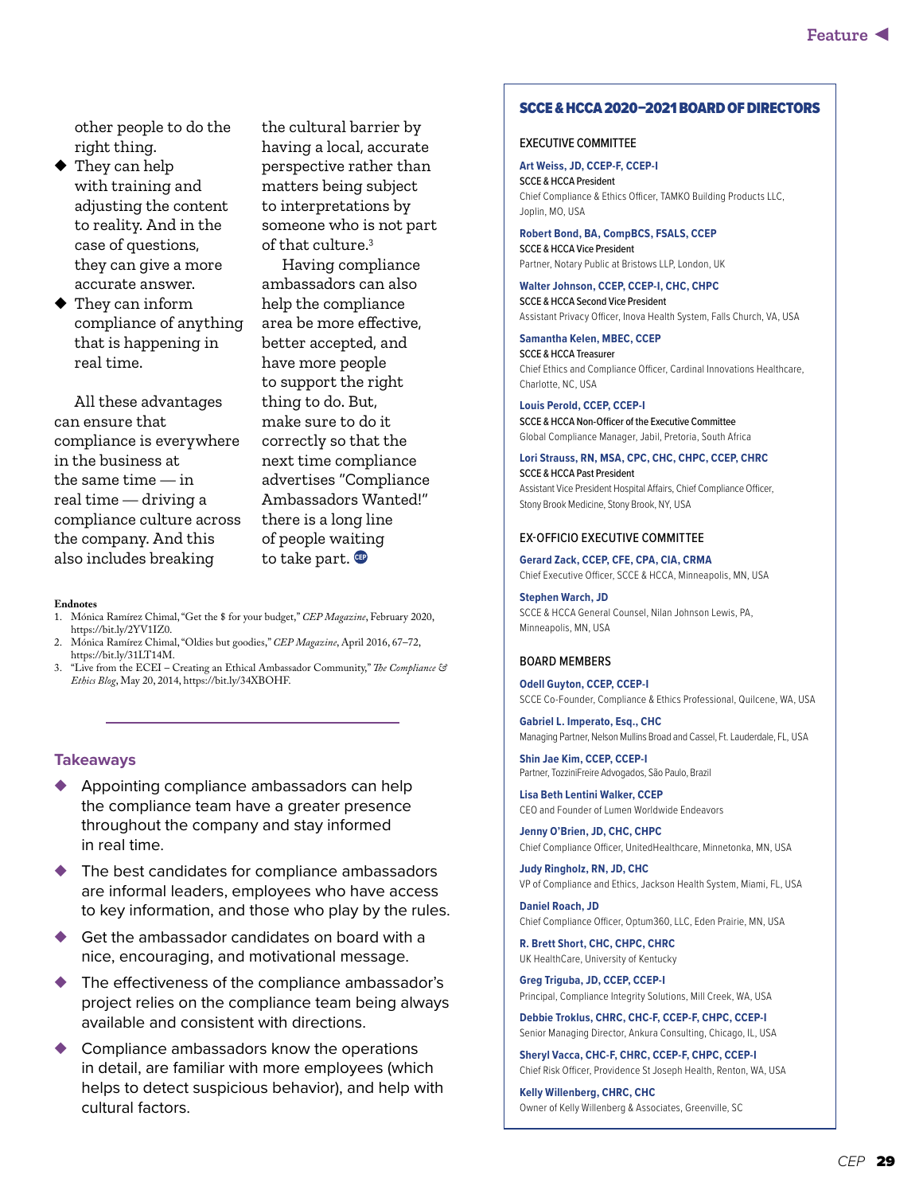other people to do the right thing.

- They can help with training and adjusting the content to reality. And in the case of questions, they can give a more accurate answer.
- They can inform compliance of anything that is happening in real time.

All these advantages can ensure that compliance is everywhere in the business at the same time — in real time — driving a compliance culture across the company. And this also includes breaking the cultural barrier by having a local, accurate perspective rather than matters being subject to interpretations by someone who is not part of that culture.[3]

Having compliance ambassadors can also help the compliance area be more effective, better accepted, and have more people to support the right thing to do. But, make sure to do it correctly so that the next time compliance advertises "Compliance Ambassadors Wanted!" there is a long line of people waiting to take part.

**Endnotes**

1. Mónica Ramírez Chimal, "Get the $ for your budget," *CEP Magazine*, February 2020, https://bit.ly/2YV1IZ0.
2. Mónica Ramírez Chimal, "Oldies but goodies," *CEP Magazine*, April 2016, 67–72, https://bit.ly/31LT14M.
3. "Live from the ECEI – Creating an Ethical Ambassador Community," *The Compliance & Ethics Blog*, May 20, 2014, https://bit.ly/34XBOHF.

## Takeaways

- Appointing compliance ambassadors can help the compliance team have a greater presence throughout the company and stay informed in real time.
- The best candidates for compliance ambassadors are informal leaders, employees who have access to key information, and those who play by the rules.
- Get the ambassador candidates on board with a nice, encouraging, and motivational message.
- The effectiveness of the compliance ambassador's project relies on the compliance team being always available and consistent with directions.
- Compliance ambassadors know the operations in detail, are familiar with more employees (which helps to detect suspicious behavior), and help with cultural factors.

## SCCE & HCCA 2020–2021 BOARD OF DIRECTORS

### EXECUTIVE COMMITTEE

**Art Weiss, JD, CCEP-F, CCEP-I**
SCCE & HCCA President
Chief Compliance & Ethics Officer, TAMKO Building Products LLC, Joplin, MO, USA

**Robert Bond, BA, CompBCS, FSALS, CCEP**
SCCE & HCCA Vice President
Partner, Notary Public at Bristows LLP, London, UK

**Walter Johnson, CCEP, CCEP-I, CHC, CHPC**
SCCE & HCCA Second Vice President
Assistant Privacy Officer, Inova Health System, Falls Church, VA, USA

**Samantha Kelen, MBEC, CCEP**
SCCE & HCCA Treasurer
Chief Ethics and Compliance Officer, Cardinal Innovations Healthcare, Charlotte, NC, USA

**Louis Perold, CCEP, CCEP-I**
SCCE & HCCA Non-Officer of the Executive Committee
Global Compliance Manager, Jabil, Pretoria, South Africa

**Lori Strauss, RN, MSA, CPC, CHC, CHPC, CCEP, CHRC**
SCCE & HCCA Past President
Assistant Vice President Hospital Affairs, Chief Compliance Officer, Stony Brook Medicine, Stony Brook, NY, USA

### EX-OFFICIO EXECUTIVE COMMITTEE

**Gerard Zack, CCEP, CFE, CPA, CIA, CRMA**
Chief Executive Officer, SCCE & HCCA, Minneapolis, MN, USA

**Stephen Warch, JD**
SCCE & HCCA General Counsel, Nilan Johnson Lewis, PA, Minneapolis, MN, USA

### BOARD MEMBERS

**Odell Guyton, CCEP, CCEP-I**
SCCE Co-Founder, Compliance & Ethics Professional, Quilcene, WA, USA

**Gabriel L. Imperato, Esq., CHC**
Managing Partner, Nelson Mullins Broad and Cassel, Ft. Lauderdale, FL, USA

**Shin Jae Kim, CCEP, CCEP-I**
Partner, TozziniFreire Advogados, São Paulo, Brazil

**Lisa Beth Lentini Walker, CCEP**
CEO and Founder of Lumen Worldwide Endeavors

**Jenny O'Brien, JD, CHC, CHPC**
Chief Compliance Officer, UnitedHealthcare, Minnetonka, MN, USA

**Judy Ringholz, RN, JD, CHC**
VP of Compliance and Ethics, Jackson Health System, Miami, FL, USA

**Daniel Roach, JD**
Chief Compliance Officer, Optum360, LLC, Eden Prairie, MN, USA

**R. Brett Short, CHC, CHPC, CHRC**
UK HealthCare, University of Kentucky

**Greg Triguba, JD, CCEP, CCEP-I**
Principal, Compliance Integrity Solutions, Mill Creek, WA, USA

**Debbie Troklus, CHRC, CHC-F, CCEP-F, CHPC, CCEP-I**
Senior Managing Director, Ankura Consulting, Chicago, IL, USA

**Sheryl Vacca, CHC-F, CHRC, CCEP-F, CHPC, CCEP-I**
Chief Risk Officer, Providence St Joseph Health, Renton, WA, USA

**Kelly Willenberg, CHRC, CHC**
Owner of Kelly Willenberg & Associates, Greenville, SC